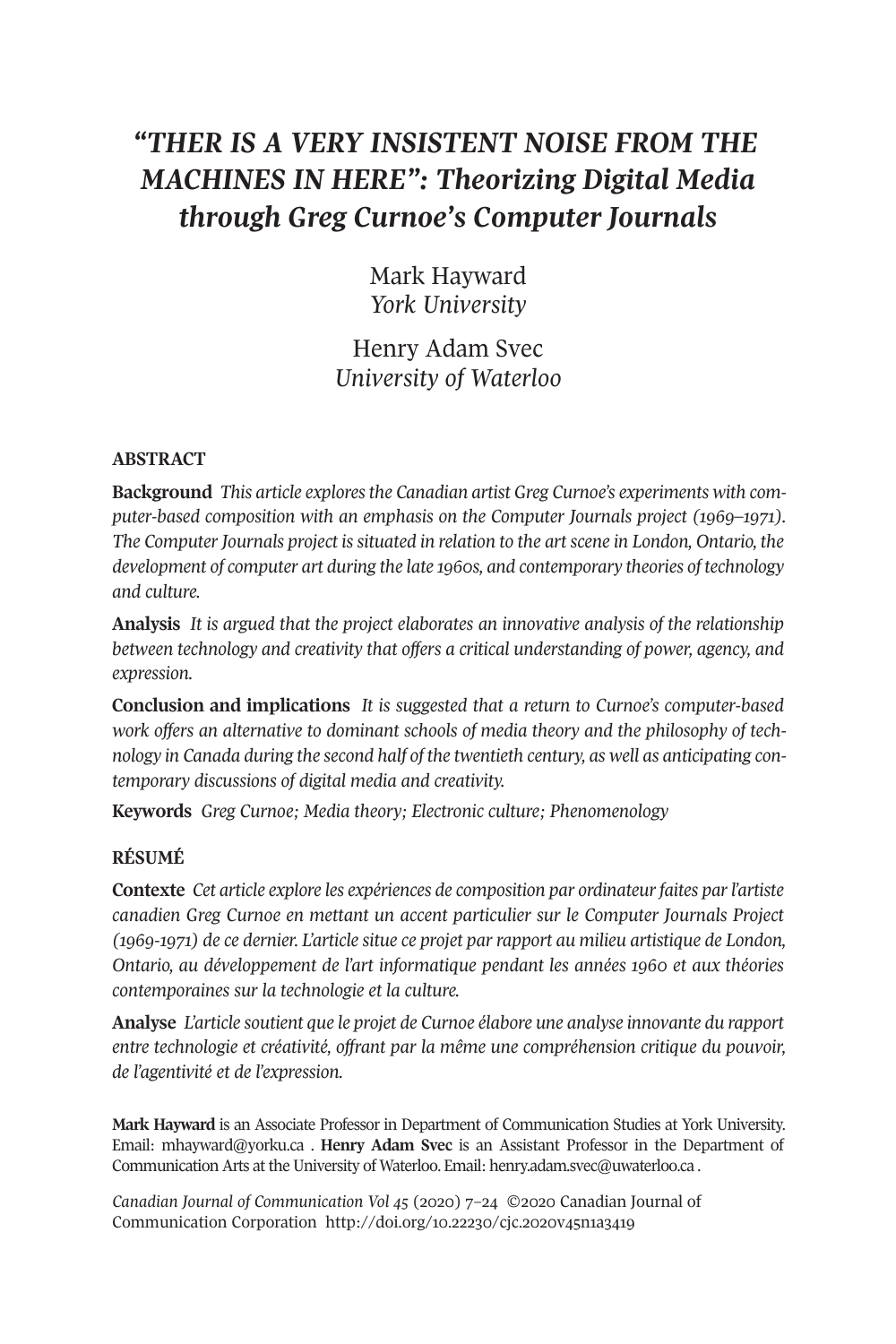# *"THER IS A VERY INSISTENT NOISE FROM THE MACHINES IN HERE": Theorizing Digital Media through Greg Curnoe's Computer Journals*

Mark Hayward
*York University*

Henry Adam Svec
*University of Waterloo*

## ABSTRACT

**Background** *This article explores the Canadian artist Greg Curnoe's experiments with computer-based composition with an emphasis on the Computer Journals project (1969–1971). The Computer Journals project is situated in relation to the art scene in London, Ontario, the development of computer art during the late 1960s, and contemporary theories of technology and culture.*

**Analysis** *It is argued that the project elaborates an innovative analysis of the relationship between technology and creativity that offers a critical understanding of power, agency, and expression.*

**Conclusion and implications** *It is suggested that a return to Curnoe's computer-based work offers an alternative to dominant schools of media theory and the philosophy of technology in Canada during the second half of the twentieth century, as well as anticipating contemporary discussions of digital media and creativity.*

**Keywords** *Greg Curnoe; Media theory; Electronic culture; Phenomenology*

## RÉSUMÉ

**Contexte** *Cet article explore les expériences de composition par ordinateur faites par l'artiste canadien Greg Curnoe en mettant un accent particulier sur le Computer Journals Project (1969-1971) de ce dernier. L'article situe ce projet par rapport au milieu artistique de London, Ontario, au développement de l'art informatique pendant les années 1960 et aux théories contemporaines sur la technologie et la culture.*

**Analyse** *L'article soutient que le projet de Curnoe élabore une analyse innovante du rapport entre technologie et créativité, offrant par la même une compréhension critique du pouvoir, de l'agentivité et de l'expression.*

**Mark Hayward** is an Associate Professor in Department of Communication Studies at York University. Email: mhayward@yorku.ca . **Henry Adam Svec** is an Assistant Professor in the Department of Communication Arts at the University of Waterloo. Email: henry.adam.svec@uwaterloo.ca .

*Canadian Journal of Communication Vol 45* (2020) 7–24 ©2020 Canadian Journal of Communication Corporation http://doi.org/10.22230/cjc.2020v45n1a3419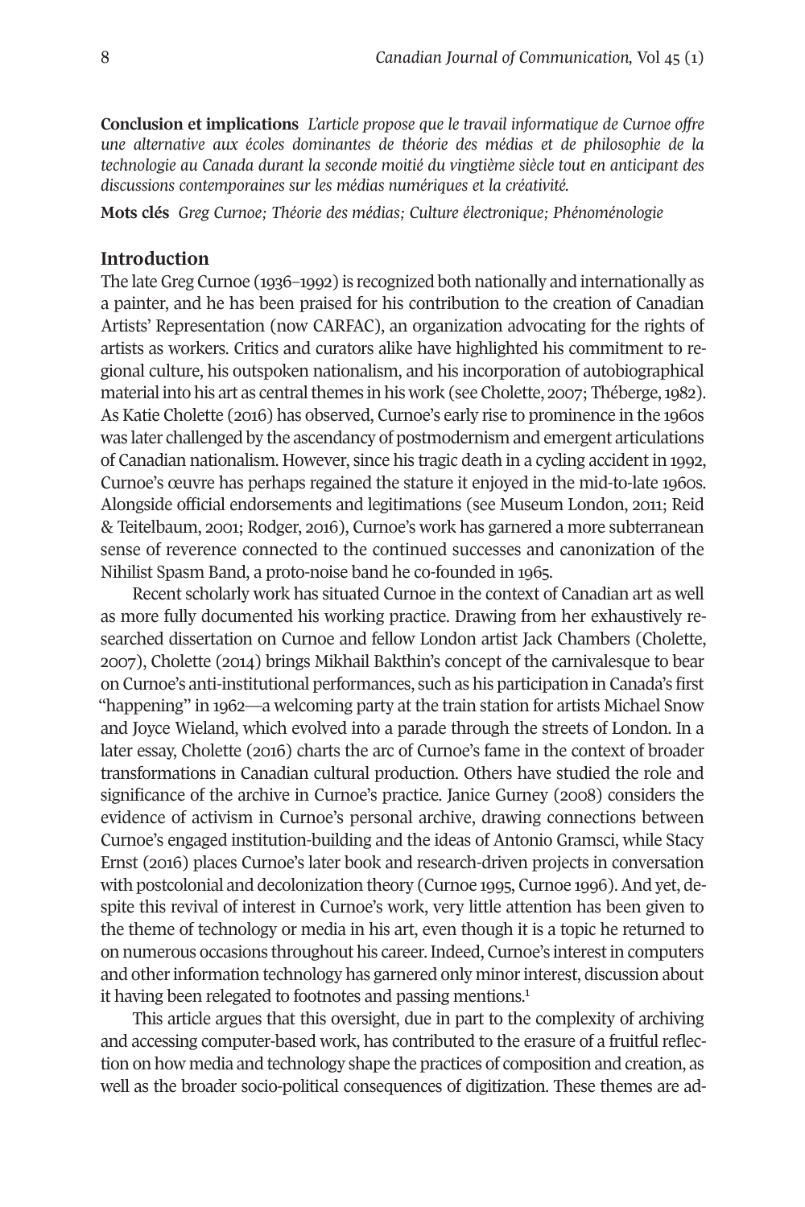**Conclusion et implications** *L'article propose que le travail informatique de Curnoe offre une alternative aux écoles dominantes de théorie des médias et de philosophie de la technologie au Canada durant la seconde moitié du vingtième siècle tout en anticipant des discussions contemporaines sur les médias numériques et la créativité.*

**Mots clés** *Greg Curnoe; Théorie des médias; Culture électronique; Phénoménologie*

## Introduction

The late Greg Curnoe (1936–1992) is recognized both nationally and internationally as a painter, and he has been praised for his contribution to the creation of Canadian Artists' Representation (now CARFAC), an organization advocating for the rights of artists as workers. Critics and curators alike have highlighted his commitment to regional culture, his outspoken nationalism, and his incorporation of autobiographical material into his art as central themes in his work (see Cholette, 2007; Théberge, 1982). As Katie Cholette (2016) has observed, Curnoe's early rise to prominence in the 1960s was later challenged by the ascendancy of postmodernism and emergent articulations of Canadian nationalism. However, since his tragic death in a cycling accident in 1992, Curnoe's œuvre has perhaps regained the stature it enjoyed in the mid-to-late 1960s. Alongside official endorsements and legitimations (see Museum London, 2011; Reid & Teitelbaum, 2001; Rodger, 2016), Curnoe's work has garnered a more subterranean sense of reverence connected to the continued successes and canonization of the Nihilist Spasm Band, a proto-noise band he co-founded in 1965.

Recent scholarly work has situated Curnoe in the context of Canadian art as well as more fully documented his working practice. Drawing from her exhaustively researched dissertation on Curnoe and fellow London artist Jack Chambers (Cholette, 2007), Cholette (2014) brings Mikhail Bakhtin's concept of the carnivalesque to bear on Curnoe's anti-institutional performances, such as his participation in Canada's first "happening" in 1962—a welcoming party at the train station for artists Michael Snow and Joyce Wieland, which evolved into a parade through the streets of London. In a later essay, Cholette (2016) charts the arc of Curnoe's fame in the context of broader transformations in Canadian cultural production. Others have studied the role and significance of the archive in Curnoe's practice. Janice Gurney (2008) considers the evidence of activism in Curnoe's personal archive, drawing connections between Curnoe's engaged institution-building and the ideas of Antonio Gramsci, while Stacy Ernst (2016) places Curnoe's later book and research-driven projects in conversation with postcolonial and decolonization theory (Curnoe 1995, Curnoe 1996). And yet, despite this revival of interest in Curnoe's work, very little attention has been given to the theme of technology or media in his art, even though it is a topic he returned to on numerous occasions throughout his career. Indeed, Curnoe's interest in computers and other information technology has garnered only minor interest, discussion about it having been relegated to footnotes and passing mentions.[1]

This article argues that this oversight, due in part to the complexity of archiving and accessing computer-based work, has contributed to the erasure of a fruitful reflection on how media and technology shape the practices of composition and creation, as well as the broader socio-political consequences of digitization. These themes are ad-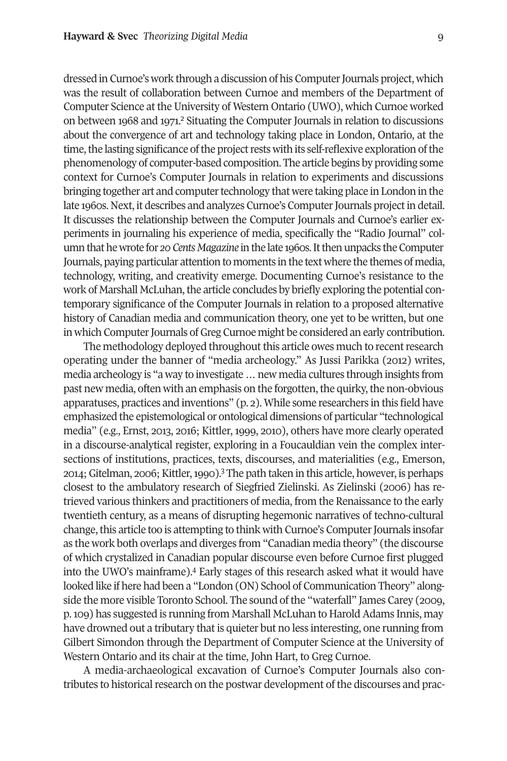dressed in Curnoe's work through a discussion of his Computer Journals project, which was the result of collaboration between Curnoe and members of the Department of Computer Science at the University of Western Ontario (UWO), which Curnoe worked on between 1968 and 1971.[2] Situating the Computer Journals in relation to discussions about the convergence of art and technology taking place in London, Ontario, at the time, the lasting significance of the project rests with its self-reflexive exploration of the phenomenology of computer-based composition. The article begins by providing some context for Curnoe's Computer Journals in relation to experiments and discussions bringing together art and computer technology that were taking place in London in the late 1960s. Next, it describes and analyzes Curnoe's Computer Journals project in detail. It discusses the relationship between the Computer Journals and Curnoe's earlier experiments in journaling his experience of media, specifically the "Radio Journal" column that he wrote for *20 Cents Magazine* in the late 1960s. It then unpacks the Computer Journals, paying particular attention to moments in the text where the themes of media, technology, writing, and creativity emerge. Documenting Curnoe's resistance to the work of Marshall McLuhan, the article concludes by briefly exploring the potential contemporary significance of the Computer Journals in relation to a proposed alternative history of Canadian media and communication theory, one yet to be written, but one in which Computer Journals of Greg Curnoe might be considered an early contribution.

The methodology deployed throughout this article owes much to recent research operating under the banner of "media archeology." As Jussi Parikka (2012) writes, media archeology is "a way to investigate … new media cultures through insights from past new media, often with an emphasis on the forgotten, the quirky, the non-obvious apparatuses, practices and inventions" (p. 2). While some researchers in this field have emphasized the epistemological or ontological dimensions of particular "technological media" (e.g., Ernst, 2013, 2016; Kittler, 1999, 2010), others have more clearly operated in a discourse-analytical register, exploring in a Foucauldian vein the complex intersections of institutions, practices, texts, discourses, and materialities (e.g., Emerson, 2014; Gitelman, 2006; Kittler, 1990).[3] The path taken in this article, however, is perhaps closest to the ambulatory research of Siegfried Zielinski. As Zielinski (2006) has retrieved various thinkers and practitioners of media, from the Renaissance to the early twentieth century, as a means of disrupting hegemonic narratives of techno-cultural change, this article too is attempting to think with Curnoe's Computer Journals insofar as the work both overlaps and diverges from "Canadian media theory" (the discourse of which crystalized in Canadian popular discourse even before Curnoe first plugged into the UWO's mainframe).[4] Early stages of this research asked what it would have looked like if here had been a "London (ON) School of Communication Theory" alongside the more visible Toronto School. The sound of the "waterfall" James Carey (2009, p. 109) has suggested is running from Marshall McLuhan to Harold Adams Innis, may have drowned out a tributary that is quieter but no less interesting, one running from Gilbert Simondon through the Department of Computer Science at the University of Western Ontario and its chair at the time, John Hart, to Greg Curnoe.

A media-archaeological excavation of Curnoe's Computer Journals also contributes to historical research on the postwar development of the discourses and prac-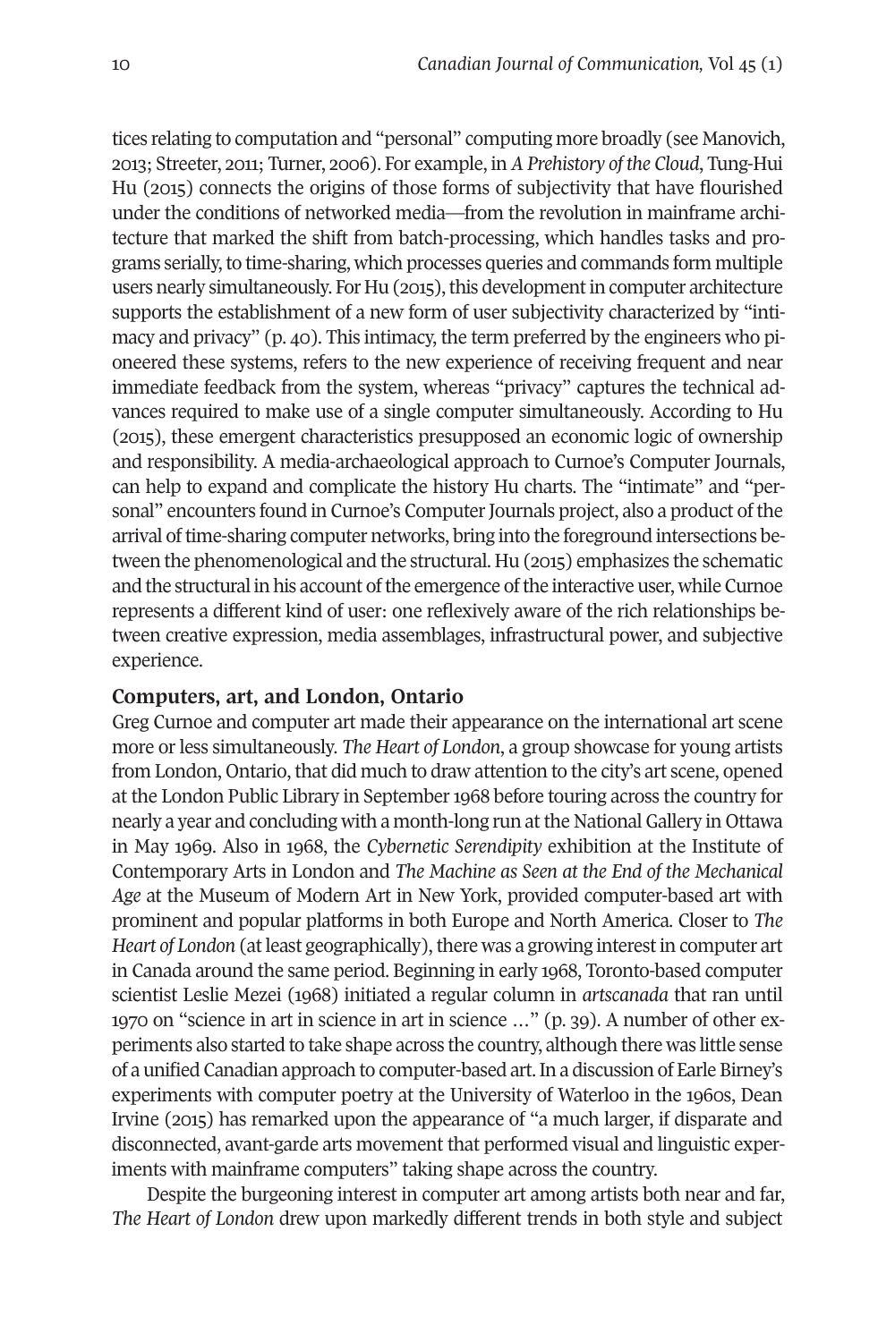tices relating to computation and "personal" computing more broadly (see Manovich, 2013; Streeter, 2011; Turner, 2006). For example, in *A Prehistory of the Cloud*, Tung-Hui Hu (2015) connects the origins of those forms of subjectivity that have flourished under the conditions of networked media—from the revolution in mainframe architecture that marked the shift from batch-processing, which handles tasks and programs serially, to time-sharing, which processes queries and commands form multiple users nearly simultaneously. For Hu (2015), this development in computer architecture supports the establishment of a new form of user subjectivity characterized by "intimacy and privacy" (p. 40). This intimacy, the term preferred by the engineers who pioneered these systems, refers to the new experience of receiving frequent and near immediate feedback from the system, whereas "privacy" captures the technical advances required to make use of a single computer simultaneously. According to Hu (2015), these emergent characteristics presupposed an economic logic of ownership and responsibility. A media-archaeological approach to Curnoe's Computer Journals, can help to expand and complicate the history Hu charts. The "intimate" and "personal" encounters found in Curnoe's Computer Journals project, also a product of the arrival of time-sharing computer networks, bring into the foreground intersections between the phenomenological and the structural. Hu (2015) emphasizes the schematic and the structural in his account of the emergence of the interactive user, while Curnoe represents a different kind of user: one reflexively aware of the rich relationships between creative expression, media assemblages, infrastructural power, and subjective experience.

## Computers, art, and London, Ontario

Greg Curnoe and computer art made their appearance on the international art scene more or less simultaneously. *The Heart of London*, a group showcase for young artists from London, Ontario, that did much to draw attention to the city's art scene, opened at the London Public Library in September 1968 before touring across the country for nearly a year and concluding with a month-long run at the National Gallery in Ottawa in May 1969. Also in 1968, the *Cybernetic Serendipity* exhibition at the Institute of Contemporary Arts in London and *The Machine as Seen at the End of the Mechanical Age* at the Museum of Modern Art in New York, provided computer-based art with prominent and popular platforms in both Europe and North America. Closer to *The Heart of London* (at least geographically), there was a growing interest in computer art in Canada around the same period. Beginning in early 1968, Toronto-based computer scientist Leslie Mezei (1968) initiated a regular column in *artscanada* that ran until 1970 on "science in art in science in art in science …" (p. 39). A number of other experiments also started to take shape across the country, although there was little sense of a unified Canadian approach to computer-based art. In a discussion of Earle Birney's experiments with computer poetry at the University of Waterloo in the 1960s, Dean Irvine (2015) has remarked upon the appearance of "a much larger, if disparate and disconnected, avant-garde arts movement that performed visual and linguistic experiments with mainframe computers" taking shape across the country.

Despite the burgeoning interest in computer art among artists both near and far, *The Heart of London* drew upon markedly different trends in both style and subject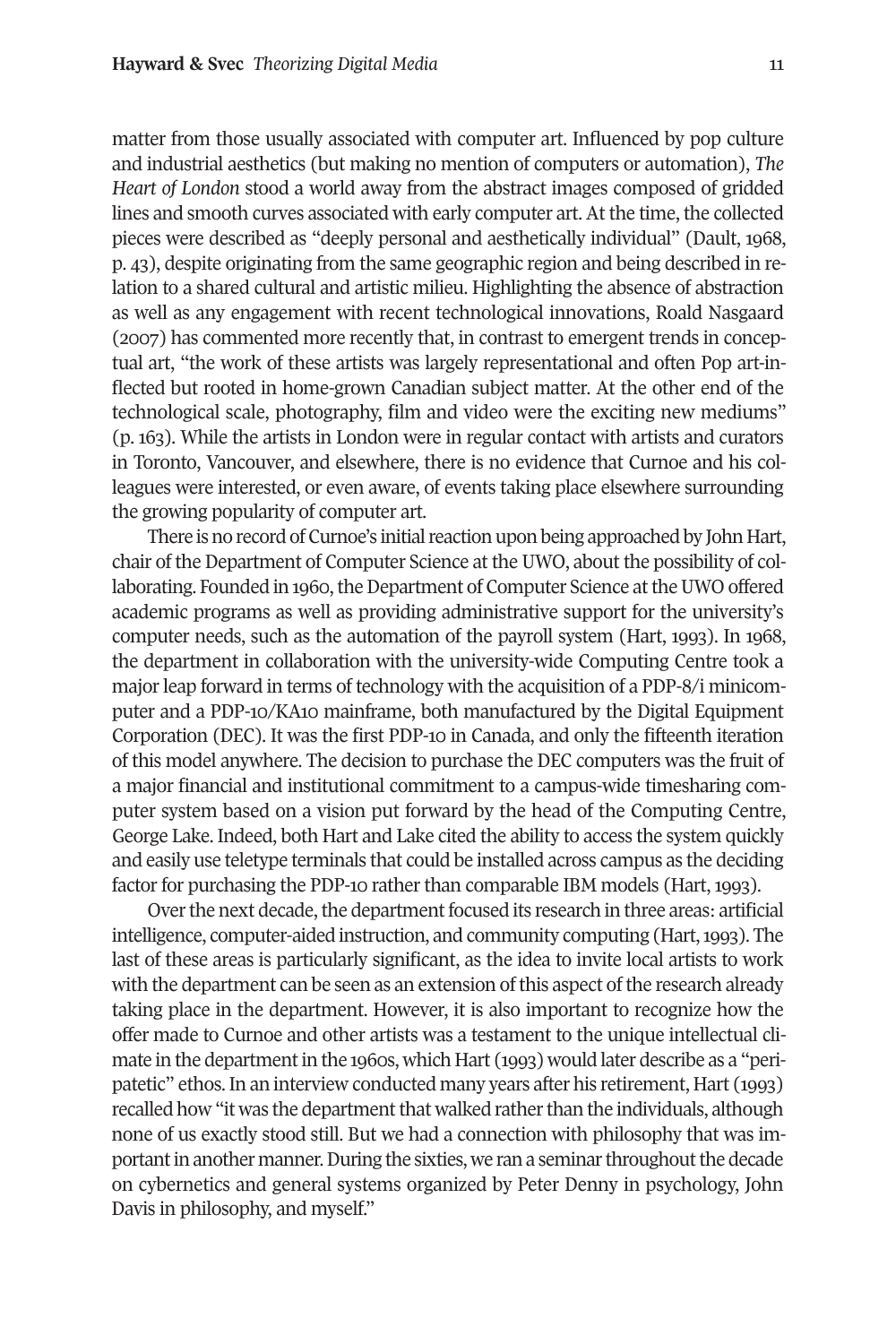matter from those usually associated with computer art. Influenced by pop culture and industrial aesthetics (but making no mention of computers or automation), *The Heart of London* stood a world away from the abstract images composed of gridded lines and smooth curves associated with early computer art. At the time, the collected pieces were described as "deeply personal and aesthetically individual" (Dault, 1968, p. 43), despite originating from the same geographic region and being described in relation to a shared cultural and artistic milieu. Highlighting the absence of abstraction as well as any engagement with recent technological innovations, Roald Nasgaard (2007) has commented more recently that, in contrast to emergent trends in conceptual art, "the work of these artists was largely representational and often Pop art-inflected but rooted in home-grown Canadian subject matter. At the other end of the technological scale, photography, film and video were the exciting new mediums" (p. 163). While the artists in London were in regular contact with artists and curators in Toronto, Vancouver, and elsewhere, there is no evidence that Curnoe and his colleagues were interested, or even aware, of events taking place elsewhere surrounding the growing popularity of computer art.

There is no record of Curnoe's initial reaction upon being approached by John Hart, chair of the Department of Computer Science at the UWO, about the possibility of collaborating. Founded in 1960, the Department of Computer Science at the UWO offered academic programs as well as providing administrative support for the university's computer needs, such as the automation of the payroll system (Hart, 1993). In 1968, the department in collaboration with the university-wide Computing Centre took a major leap forward in terms of technology with the acquisition of a PDP-8/i minicomputer and a PDP-10/KA10 mainframe, both manufactured by the Digital Equipment Corporation (DEC). It was the first PDP-10 in Canada, and only the fifteenth iteration of this model anywhere. The decision to purchase the DEC computers was the fruit of a major financial and institutional commitment to a campus-wide timesharing computer system based on a vision put forward by the head of the Computing Centre, George Lake. Indeed, both Hart and Lake cited the ability to access the system quickly and easily use teletype terminals that could be installed across campus as the deciding factor for purchasing the PDP-10 rather than comparable IBM models (Hart, 1993).

Over the next decade, the department focused its research in three areas: artificial intelligence, computer-aided instruction, and community computing (Hart, 1993). The last of these areas is particularly significant, as the idea to invite local artists to work with the department can be seen as an extension of this aspect of the research already taking place in the department. However, it is also important to recognize how the offer made to Curnoe and other artists was a testament to the unique intellectual climate in the department in the 1960s, which Hart (1993) would later describe as a "peripatetic" ethos. In an interview conducted many years after his retirement, Hart (1993) recalled how "it was the department that walked rather than the individuals, although none of us exactly stood still. But we had a connection with philosophy that was important in another manner. During the sixties, we ran a seminar throughout the decade on cybernetics and general systems organized by Peter Denny in psychology, John Davis in philosophy, and myself."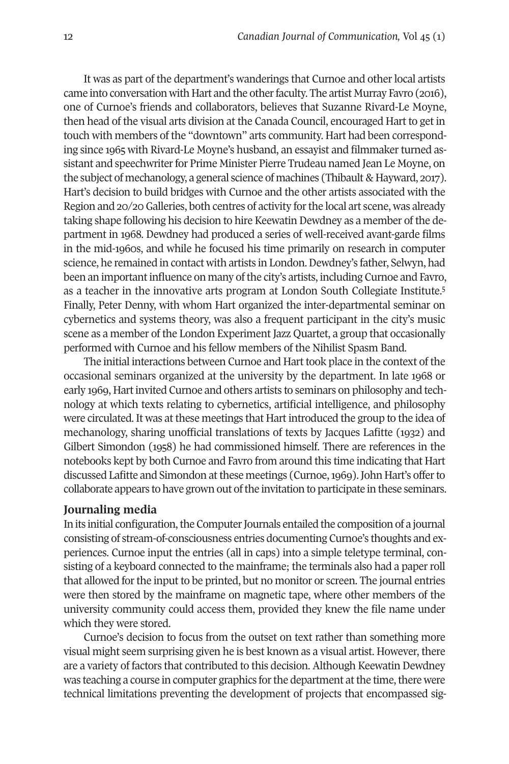It was as part of the department's wanderings that Curnoe and other local artists came into conversation with Hart and the other faculty. The artist Murray Favro (2016), one of Curnoe's friends and collaborators, believes that Suzanne Rivard-Le Moyne, then head of the visual arts division at the Canada Council, encouraged Hart to get in touch with members of the "downtown" arts community. Hart had been corresponding since 1965 with Rivard-Le Moyne's husband, an essayist and filmmaker turned assistant and speechwriter for Prime Minister Pierre Trudeau named Jean Le Moyne, on the subject of mechanology, a general science of machines (Thibault & Hayward, 2017). Hart's decision to build bridges with Curnoe and the other artists associated with the Region and 20/20 Galleries, both centres of activity for the local art scene, was already taking shape following his decision to hire Keewatin Dewdney as a member of the department in 1968. Dewdney had produced a series of well-received avant-garde films in the mid-1960s, and while he focused his time primarily on research in computer science, he remained in contact with artists in London. Dewdney's father, Selwyn, had been an important influence on many of the city's artists, including Curnoe and Favro, as a teacher in the innovative arts program at London South Collegiate Institute.[5] Finally, Peter Denny, with whom Hart organized the inter-departmental seminar on cybernetics and systems theory, was also a frequent participant in the city's music scene as a member of the London Experiment Jazz Quartet, a group that occasionally performed with Curnoe and his fellow members of the Nihilist Spasm Band.

The initial interactions between Curnoe and Hart took place in the context of the occasional seminars organized at the university by the department. In late 1968 or early 1969, Hart invited Curnoe and others artists to seminars on philosophy and technology at which texts relating to cybernetics, artificial intelligence, and philosophy were circulated. It was at these meetings that Hart introduced the group to the idea of mechanology, sharing unofficial translations of texts by Jacques Lafitte (1932) and Gilbert Simondon (1958) he had commissioned himself. There are references in the notebooks kept by both Curnoe and Favro from around this time indicating that Hart discussed Lafitte and Simondon at these meetings (Curnoe, 1969). John Hart's offer to collaborate appears to have grown out of the invitation to participate in these seminars.

## Journaling media

In its initial configuration, the Computer Journals entailed the composition of a journal consisting of stream-of-consciousness entries documenting Curnoe's thoughts and experiences. Curnoe input the entries (all in caps) into a simple teletype terminal, consisting of a keyboard connected to the mainframe; the terminals also had a paper roll that allowed for the input to be printed, but no monitor or screen. The journal entries were then stored by the mainframe on magnetic tape, where other members of the university community could access them, provided they knew the file name under which they were stored.

Curnoe's decision to focus from the outset on text rather than something more visual might seem surprising given he is best known as a visual artist. However, there are a variety of factors that contributed to this decision. Although Keewatin Dewdney was teaching a course in computer graphics for the department at the time, there were technical limitations preventing the development of projects that encompassed sig-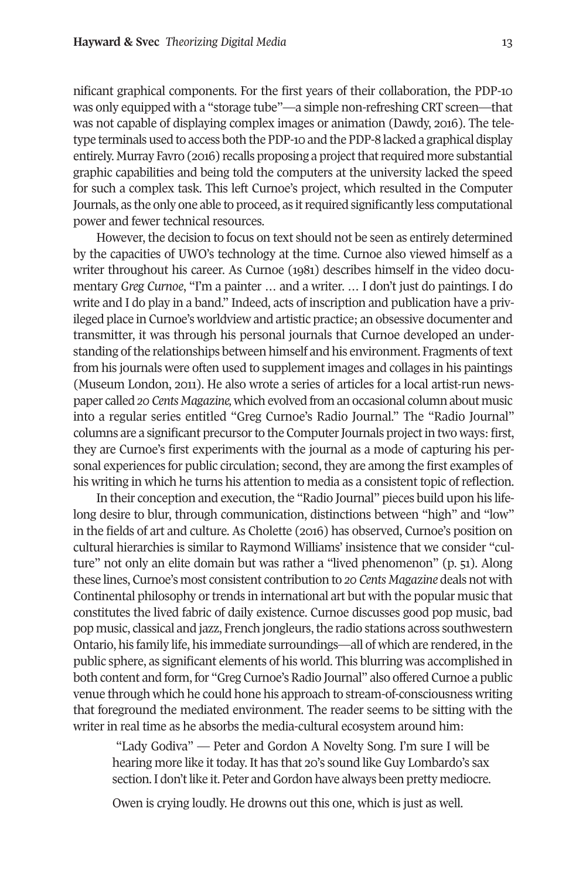nificant graphical components. For the first years of their collaboration, the PDP-10 was only equipped with a "storage tube"—a simple non-refreshing CRT screen—that was not capable of displaying complex images or animation (Dawdy, 2016). The teletype terminals used to access both the PDP-10 and the PDP-8 lacked a graphical display entirely. Murray Favro (2016) recalls proposing a project that required more substantial graphic capabilities and being told the computers at the university lacked the speed for such a complex task. This left Curnoe's project, which resulted in the Computer Journals, as the only one able to proceed, as it required significantly less computational power and fewer technical resources.

However, the decision to focus on text should not be seen as entirely determined by the capacities of UWO's technology at the time. Curnoe also viewed himself as a writer throughout his career. As Curnoe (1981) describes himself in the video documentary *Greg Curnoe*, "I'm a painter … and a writer. … I don't just do paintings. I do write and I do play in a band." Indeed, acts of inscription and publication have a privileged place in Curnoe's worldview and artistic practice; an obsessive documenter and transmitter, it was through his personal journals that Curnoe developed an understanding of the relationships between himself and his environment. Fragments of text from his journals were often used to supplement images and collages in his paintings (Museum London, 2011). He also wrote a series of articles for a local artist-run newspaper called *20 Cents Magazine,* which evolved from an occasional column about music into a regular series entitled "Greg Curnoe's Radio Journal." The "Radio Journal" columns are a significant precursor to the Computer Journals project in two ways: first, they are Curnoe's first experiments with the journal as a mode of capturing his personal experiences for public circulation; second, they are among the first examples of his writing in which he turns his attention to media as a consistent topic of reflection.

In their conception and execution, the "Radio Journal" pieces build upon his lifelong desire to blur, through communication, distinctions between "high" and "low" in the fields of art and culture. As Cholette (2016) has observed, Curnoe's position on cultural hierarchies is similar to Raymond Williams' insistence that we consider "culture" not only an elite domain but was rather a "lived phenomenon" (p. 51). Along these lines, Curnoe's most consistent contribution to *20 Cents Magazine* deals not with Continental philosophy or trends in international art but with the popular music that constitutes the lived fabric of daily existence. Curnoe discusses good pop music, bad pop music, classical and jazz, French jongleurs, the radio stations across southwestern Ontario, his family life, his immediate surroundings—all of which are rendered, in the public sphere, as significant elements of his world. This blurring was accomplished in both content and form, for "Greg Curnoe's Radio Journal" also offered Curnoe a public venue through which he could hone his approach to stream-of-consciousness writing that foreground the mediated environment. The reader seems to be sitting with the writer in real time as he absorbs the media-cultural ecosystem around him:

> "Lady Godiva" — Peter and Gordon A Novelty Song. I'm sure I will be hearing more like it today. It has that 20's sound like Guy Lombardo's sax section. I don't like it. Peter and Gordon have always been pretty mediocre.
>
> Owen is crying loudly. He drowns out this one, which is just as well.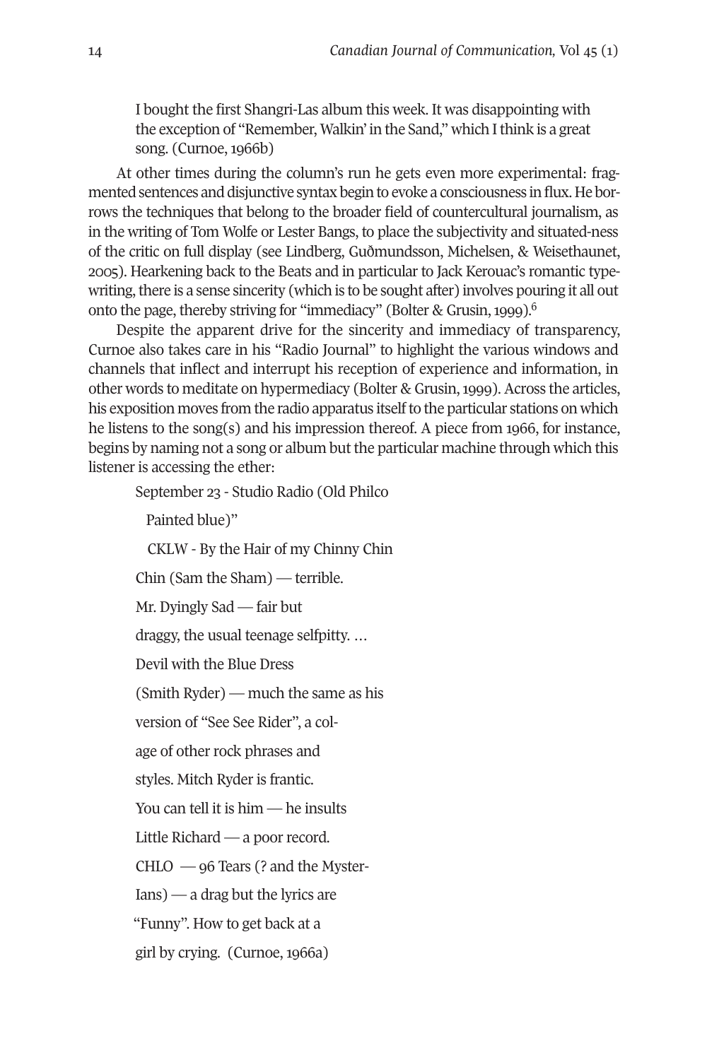> I bought the first Shangri-Las album this week. It was disappointing with the exception of "Remember, Walkin' in the Sand," which I think is a great song. (Curnoe, 1966b)

At other times during the column's run he gets even more experimental: fragmented sentences and disjunctive syntax begin to evoke a consciousness in flux. He borrows the techniques that belong to the broader field of countercultural journalism, as in the writing of Tom Wolfe or Lester Bangs, to place the subjectivity and situated-ness of the critic on full display (see Lindberg, Guðmundsson, Michelsen, & Weisethaunet, 2005). Hearkening back to the Beats and in particular to Jack Kerouac's romantic typewriting, there is a sense sincerity (which is to be sought after) involves pouring it all out onto the page, thereby striving for "immediacy" (Bolter & Grusin, 1999).[6]

Despite the apparent drive for the sincerity and immediacy of transparency, Curnoe also takes care in his "Radio Journal" to highlight the various windows and channels that inflect and interrupt his reception of experience and information, in other words to meditate on hypermediacy (Bolter & Grusin, 1999). Across the articles, his exposition moves from the radio apparatus itself to the particular stations on which he listens to the song(s) and his impression thereof. A piece from 1966, for instance, begins by naming not a song or album but the particular machine through which this listener is accessing the ether:

> September 23 - Studio Radio (Old Philco
>
> Painted blue)"
>
> CKLW - By the Hair of my Chinny Chin
>
> Chin (Sam the Sham) — terrible.
>
> Mr. Dyingly Sad — fair but
>
> draggy, the usual teenage selfpitty. …
>
> Devil with the Blue Dress
>
> (Smith Ryder) — much the same as his
>
> version of "See See Rider", a col-
>
> age of other rock phrases and
>
> styles. Mitch Ryder is frantic.
>
> You can tell it is him — he insults
>
> Little Richard — a poor record.
>
> CHLO — 96 Tears (? and the Myster-
>
> Ians) — a drag but the lyrics are
>
> "Funny". How to get back at a
>
> girl by crying. (Curnoe, 1966a)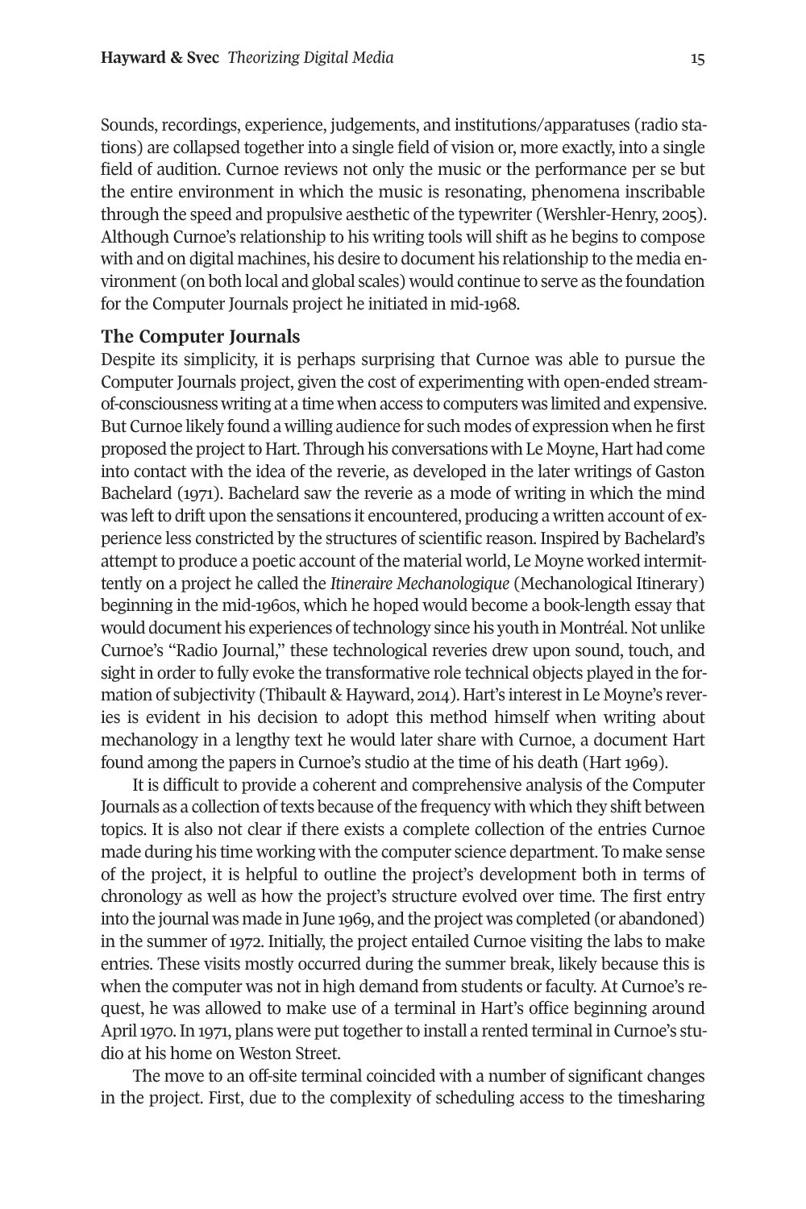Sounds, recordings, experience, judgements, and institutions/apparatuses (radio stations) are collapsed together into a single field of vision or, more exactly, into a single field of audition. Curnoe reviews not only the music or the performance per se but the entire environment in which the music is resonating, phenomena inscribable through the speed and propulsive aesthetic of the typewriter (Wershler-Henry, 2005). Although Curnoe's relationship to his writing tools will shift as he begins to compose with and on digital machines, his desire to document his relationship to the media environment (on both local and global scales) would continue to serve as the foundation for the Computer Journals project he initiated in mid-1968.

## The Computer Journals

Despite its simplicity, it is perhaps surprising that Curnoe was able to pursue the Computer Journals project, given the cost of experimenting with open-ended stream-of-consciousness writing at a time when access to computers was limited and expensive. But Curnoe likely found a willing audience for such modes of expression when he first proposed the project to Hart. Through his conversations with Le Moyne, Hart had come into contact with the idea of the reverie, as developed in the later writings of Gaston Bachelard (1971). Bachelard saw the reverie as a mode of writing in which the mind was left to drift upon the sensations it encountered, producing a written account of experience less constricted by the structures of scientific reason. Inspired by Bachelard's attempt to produce a poetic account of the material world, Le Moyne worked intermittently on a project he called the *Itineraire Mechanologique* (Mechanological Itinerary) beginning in the mid-1960s, which he hoped would become a book-length essay that would document his experiences of technology since his youth in Montréal. Not unlike Curnoe's "Radio Journal," these technological reveries drew upon sound, touch, and sight in order to fully evoke the transformative role technical objects played in the formation of subjectivity (Thibault & Hayward, 2014). Hart's interest in Le Moyne's reveries is evident in his decision to adopt this method himself when writing about mechanology in a lengthy text he would later share with Curnoe, a document Hart found among the papers in Curnoe's studio at the time of his death (Hart 1969).

It is difficult to provide a coherent and comprehensive analysis of the Computer Journals as a collection of texts because of the frequency with which they shift between topics. It is also not clear if there exists a complete collection of the entries Curnoe made during his time working with the computer science department. To make sense of the project, it is helpful to outline the project's development both in terms of chronology as well as how the project's structure evolved over time. The first entry into the journal was made in June 1969, and the project was completed (or abandoned) in the summer of 1972. Initially, the project entailed Curnoe visiting the labs to make entries. These visits mostly occurred during the summer break, likely because this is when the computer was not in high demand from students or faculty. At Curnoe's request, he was allowed to make use of a terminal in Hart's office beginning around April 1970. In 1971, plans were put together to install a rented terminal in Curnoe's studio at his home on Weston Street.

The move to an off-site terminal coincided with a number of significant changes in the project. First, due to the complexity of scheduling access to the timesharing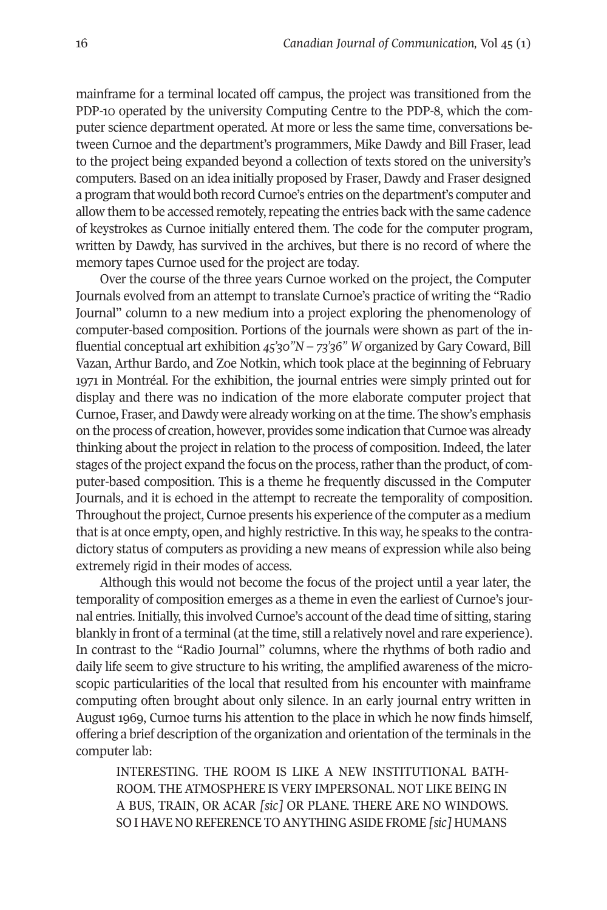mainframe for a terminal located off campus, the project was transitioned from the PDP-10 operated by the university Computing Centre to the PDP-8, which the computer science department operated. At more or less the same time, conversations between Curnoe and the department's programmers, Mike Dawdy and Bill Fraser, lead to the project being expanded beyond a collection of texts stored on the university's computers. Based on an idea initially proposed by Fraser, Dawdy and Fraser designed a program that would both record Curnoe's entries on the department's computer and allow them to be accessed remotely, repeating the entries back with the same cadence of keystrokes as Curnoe initially entered them. The code for the computer program, written by Dawdy, has survived in the archives, but there is no record of where the memory tapes Curnoe used for the project are today.

Over the course of the three years Curnoe worked on the project, the Computer Journals evolved from an attempt to translate Curnoe's practice of writing the "Radio Journal" column to a new medium into a project exploring the phenomenology of computer-based composition. Portions of the journals were shown as part of the influential conceptual art exhibition *45'30"N – 73'36" W* organized by Gary Coward, Bill Vazan, Arthur Bardo, and Zoe Notkin, which took place at the beginning of February 1971 in Montréal. For the exhibition, the journal entries were simply printed out for display and there was no indication of the more elaborate computer project that Curnoe, Fraser, and Dawdy were already working on at the time. The show's emphasis on the process of creation, however, provides some indication that Curnoe was already thinking about the project in relation to the process of composition. Indeed, the later stages of the project expand the focus on the process, rather than the product, of computer-based composition. This is a theme he frequently discussed in the Computer Journals, and it is echoed in the attempt to recreate the temporality of composition. Throughout the project, Curnoe presents his experience of the computer as a medium that is at once empty, open, and highly restrictive. In this way, he speaks to the contradictory status of computers as providing a new means of expression while also being extremely rigid in their modes of access.

Although this would not become the focus of the project until a year later, the temporality of composition emerges as a theme in even the earliest of Curnoe's journal entries. Initially, this involved Curnoe's account of the dead time of sitting, staring blankly in front of a terminal (at the time, still a relatively novel and rare experience). In contrast to the "Radio Journal" columns, where the rhythms of both radio and daily life seem to give structure to his writing, the amplified awareness of the microscopic particularities of the local that resulted from his encounter with mainframe computing often brought about only silence. In an early journal entry written in August 1969, Curnoe turns his attention to the place in which he now finds himself, offering a brief description of the organization and orientation of the terminals in the computer lab:

> INTERESTING. THE ROOM IS LIKE A NEW INSTITUTIONAL BATHROOM. THE ATMOSPHERE IS VERY IMPERSONAL. NOT LIKE BEING IN A BUS, TRAIN, OR ACAR *[sic]* OR PLANE. THERE ARE NO WINDOWS. SO I HAVE NO REFERENCE TO ANYTHING ASIDE FROME *[sic]* HUMANS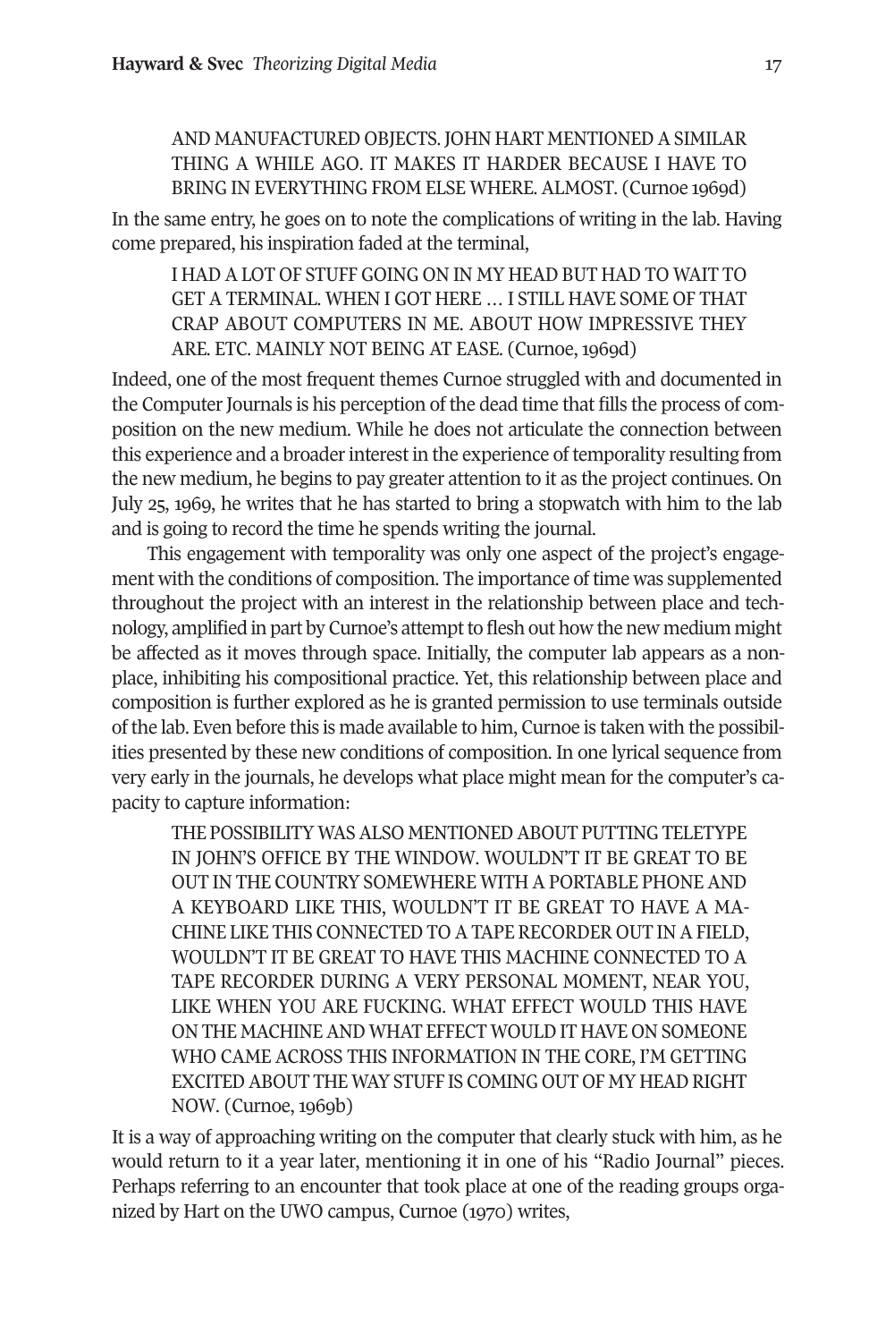> AND MANUFACTURED OBJECTS. JOHN HART MENTIONED A SIMILAR THING A WHILE AGO. IT MAKES IT HARDER BECAUSE I HAVE TO BRING IN EVERYTHING FROM ELSE WHERE. ALMOST. (Curnoe 1969d)

In the same entry, he goes on to note the complications of writing in the lab. Having come prepared, his inspiration faded at the terminal,

> I HAD A LOT OF STUFF GOING ON IN MY HEAD BUT HAD TO WAIT TO GET A TERMINAL. WHEN I GOT HERE … I STILL HAVE SOME OF THAT CRAP ABOUT COMPUTERS IN ME. ABOUT HOW IMPRESSIVE THEY ARE. ETC. MAINLY NOT BEING AT EASE. (Curnoe, 1969d)

Indeed, one of the most frequent themes Curnoe struggled with and documented in the Computer Journals is his perception of the dead time that fills the process of composition on the new medium. While he does not articulate the connection between this experience and a broader interest in the experience of temporality resulting from the new medium, he begins to pay greater attention to it as the project continues. On July 25, 1969, he writes that he has started to bring a stopwatch with him to the lab and is going to record the time he spends writing the journal.

This engagement with temporality was only one aspect of the project's engagement with the conditions of composition. The importance of time was supplemented throughout the project with an interest in the relationship between place and technology, amplified in part by Curnoe's attempt to flesh out how the new medium might be affected as it moves through space. Initially, the computer lab appears as a non-place, inhibiting his compositional practice. Yet, this relationship between place and composition is further explored as he is granted permission to use terminals outside of the lab. Even before this is made available to him, Curnoe is taken with the possibilities presented by these new conditions of composition. In one lyrical sequence from very early in the journals, he develops what place might mean for the computer's capacity to capture information:

> THE POSSIBILITY WAS ALSO MENTIONED ABOUT PUTTING TELETYPE IN JOHN'S OFFICE BY THE WINDOW. WOULDN'T IT BE GREAT TO BE OUT IN THE COUNTRY SOMEWHERE WITH A PORTABLE PHONE AND A KEYBOARD LIKE THIS, WOULDN'T IT BE GREAT TO HAVE A MACHINE LIKE THIS CONNECTED TO A TAPE RECORDER OUT IN A FIELD, WOULDN'T IT BE GREAT TO HAVE THIS MACHINE CONNECTED TO A TAPE RECORDER DURING A VERY PERSONAL MOMENT, NEAR YOU, LIKE WHEN YOU ARE FUCKING. WHAT EFFECT WOULD THIS HAVE ON THE MACHINE AND WHAT EFFECT WOULD IT HAVE ON SOMEONE WHO CAME ACROSS THIS INFORMATION IN THE CORE, I'M GETTING EXCITED ABOUT THE WAY STUFF IS COMING OUT OF MY HEAD RIGHT NOW. (Curnoe, 1969b)

It is a way of approaching writing on the computer that clearly stuck with him, as he would return to it a year later, mentioning it in one of his "Radio Journal" pieces. Perhaps referring to an encounter that took place at one of the reading groups organized by Hart on the UWO campus, Curnoe (1970) writes,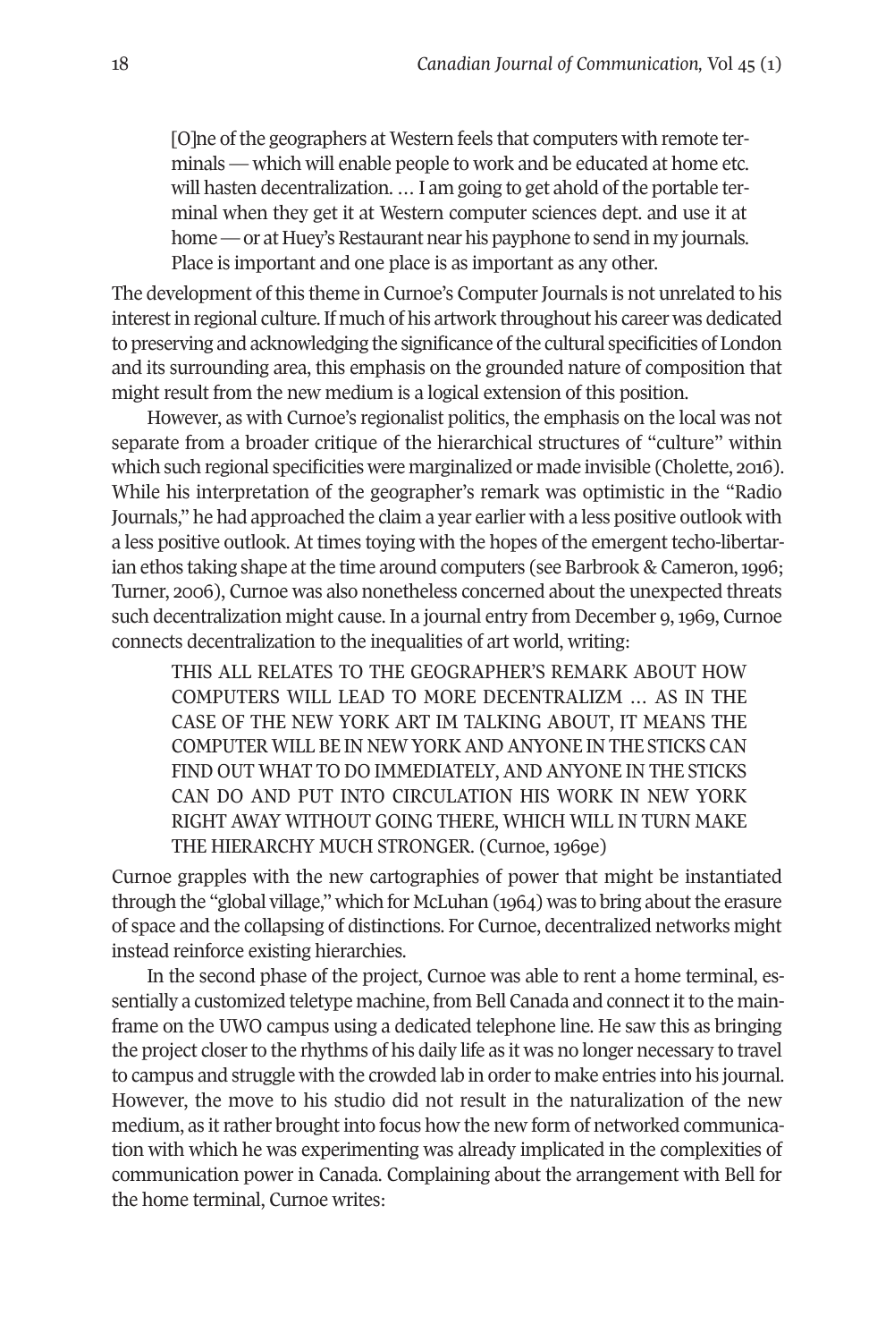> [O]ne of the geographers at Western feels that computers with remote terminals — which will enable people to work and be educated at home etc. will hasten decentralization. … I am going to get ahold of the portable terminal when they get it at Western computer sciences dept. and use it at home — or at Huey's Restaurant near his payphone to send in my journals. Place is important and one place is as important as any other.

The development of this theme in Curnoe's Computer Journals is not unrelated to his interest in regional culture. If much of his artwork throughout his career was dedicated to preserving and acknowledging the significance of the cultural specificities of London and its surrounding area, this emphasis on the grounded nature of composition that might result from the new medium is a logical extension of this position.

However, as with Curnoe's regionalist politics, the emphasis on the local was not separate from a broader critique of the hierarchical structures of "culture" within which such regional specificities were marginalized or made invisible (Cholette, 2016). While his interpretation of the geographer's remark was optimistic in the "Radio Journals," he had approached the claim a year earlier with a less positive outlook with a less positive outlook. At times toying with the hopes of the emergent techo-libertarian ethos taking shape at the time around computers (see Barbrook & Cameron, 1996; Turner, 2006), Curnoe was also nonetheless concerned about the unexpected threats such decentralization might cause. In a journal entry from December 9, 1969, Curnoe connects decentralization to the inequalities of art world, writing:

> THIS ALL RELATES TO THE GEOGRAPHER'S REMARK ABOUT HOW COMPUTERS WILL LEAD TO MORE DECENTRALIZM … AS IN THE CASE OF THE NEW YORK ART IM TALKING ABOUT, IT MEANS THE COMPUTER WILL BE IN NEW YORK AND ANYONE IN THE STICKS CAN FIND OUT WHAT TO DO IMMEDIATELY, AND ANYONE IN THE STICKS CAN DO AND PUT INTO CIRCULATION HIS WORK IN NEW YORK RIGHT AWAY WITHOUT GOING THERE, WHICH WILL IN TURN MAKE THE HIERARCHY MUCH STRONGER. (Curnoe, 1969e)

Curnoe grapples with the new cartographies of power that might be instantiated through the "global village," which for McLuhan (1964) was to bring about the erasure of space and the collapsing of distinctions. For Curnoe, decentralized networks might instead reinforce existing hierarchies.

In the second phase of the project, Curnoe was able to rent a home terminal, essentially a customized teletype machine, from Bell Canada and connect it to the mainframe on the UWO campus using a dedicated telephone line. He saw this as bringing the project closer to the rhythms of his daily life as it was no longer necessary to travel to campus and struggle with the crowded lab in order to make entries into his journal. However, the move to his studio did not result in the naturalization of the new medium, as it rather brought into focus how the new form of networked communication with which he was experimenting was already implicated in the complexities of communication power in Canada. Complaining about the arrangement with Bell for the home terminal, Curnoe writes: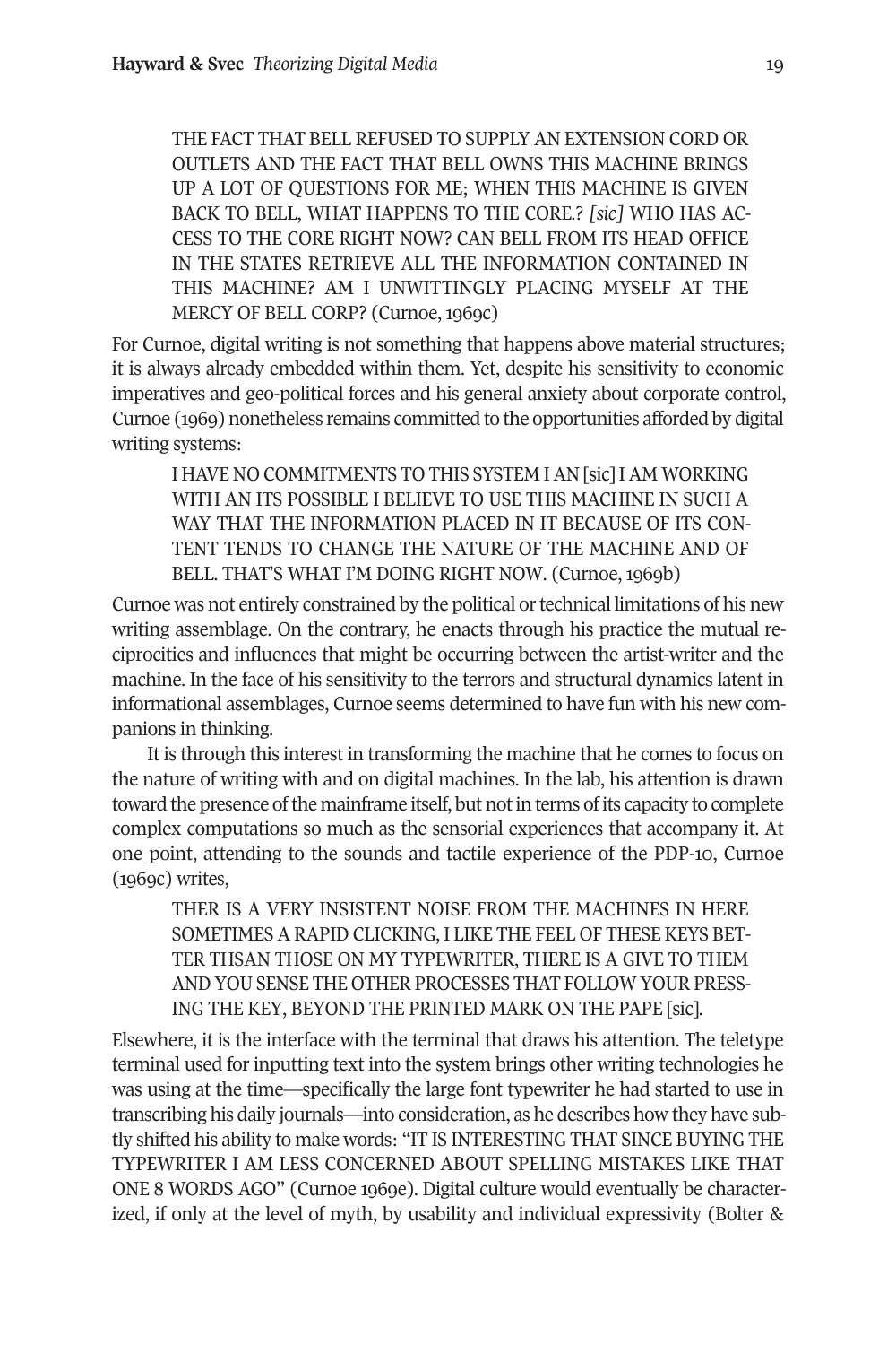> THE FACT THAT BELL REFUSED TO SUPPLY AN EXTENSION CORD OR OUTLETS AND THE FACT THAT BELL OWNS THIS MACHINE BRINGS UP A LOT OF QUESTIONS FOR ME; WHEN THIS MACHINE IS GIVEN BACK TO BELL, WHAT HAPPENS TO THE CORE.? *[sic]* WHO HAS ACCESS TO THE CORE RIGHT NOW? CAN BELL FROM ITS HEAD OFFICE IN THE STATES RETRIEVE ALL THE INFORMATION CONTAINED IN THIS MACHINE? AM I UNWITTINGLY PLACING MYSELF AT THE MERCY OF BELL CORP? (Curnoe, 1969c)

For Curnoe, digital writing is not something that happens above material structures; it is always already embedded within them. Yet, despite his sensitivity to economic imperatives and geo-political forces and his general anxiety about corporate control, Curnoe (1969) nonetheless remains committed to the opportunities afforded by digital writing systems:

> I HAVE NO COMMITMENTS TO THIS SYSTEM I AN [sic] I AM WORKING WITH AN ITS POSSIBLE I BELIEVE TO USE THIS MACHINE IN SUCH A WAY THAT THE INFORMATION PLACED IN IT BECAUSE OF ITS CONTENT TENDS TO CHANGE THE NATURE OF THE MACHINE AND OF BELL. THAT'S WHAT I'M DOING RIGHT NOW. (Curnoe, 1969b)

Curnoe was not entirely constrained by the political or technical limitations of his new writing assemblage. On the contrary, he enacts through his practice the mutual reciprocities and influences that might be occurring between the artist-writer and the machine. In the face of his sensitivity to the terrors and structural dynamics latent in informational assemblages, Curnoe seems determined to have fun with his new companions in thinking.

It is through this interest in transforming the machine that he comes to focus on the nature of writing with and on digital machines. In the lab, his attention is drawn toward the presence of the mainframe itself, but not in terms of its capacity to complete complex computations so much as the sensorial experiences that accompany it. At one point, attending to the sounds and tactile experience of the PDP-10, Curnoe (1969c) writes,

> THER IS A VERY INSISTENT NOISE FROM THE MACHINES IN HERE SOMETIMES A RAPID CLICKING, I LIKE THE FEEL OF THESE KEYS BETTER THSAN THOSE ON MY TYPEWRITER, THERE IS A GIVE TO THEM AND YOU SENSE THE OTHER PROCESSES THAT FOLLOW YOUR PRESSING THE KEY, BEYOND THE PRINTED MARK ON THE PAPE [sic].

Elsewhere, it is the interface with the terminal that draws his attention. The teletype terminal used for inputting text into the system brings other writing technologies he was using at the time—specifically the large font typewriter he had started to use in transcribing his daily journals—into consideration, as he describes how they have subtly shifted his ability to make words: "IT IS INTERESTING THAT SINCE BUYING THE TYPEWRITER I AM LESS CONCERNED ABOUT SPELLING MISTAKES LIKE THAT ONE 8 WORDS AGO" (Curnoe 1969e). Digital culture would eventually be characterized, if only at the level of myth, by usability and individual expressivity (Bolter &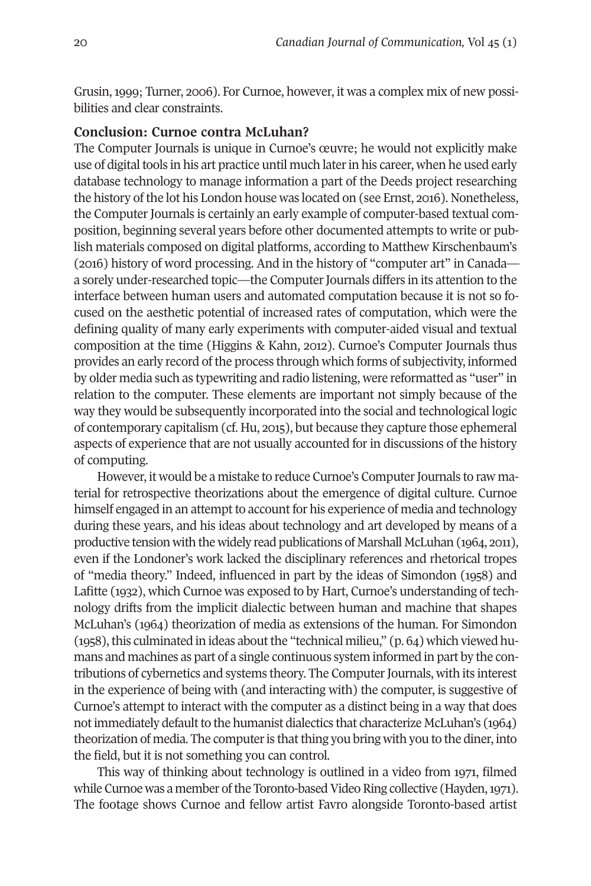Grusin, 1999; Turner, 2006). For Curnoe, however, it was a complex mix of new possibilities and clear constraints.

**Conclusion: Curnoe contra McLuhan?**

The Computer Journals is unique in Curnoe's œuvre; he would not explicitly make use of digital tools in his art practice until much later in his career, when he used early database technology to manage information a part of the Deeds project researching the history of the lot his London house was located on (see Ernst, 2016). Nonetheless, the Computer Journals is certainly an early example of computer-based textual composition, beginning several years before other documented attempts to write or publish materials composed on digital platforms, according to Matthew Kirschenbaum's (2016) history of word processing. And in the history of "computer art" in Canada—a sorely under-researched topic—the Computer Journals differs in its attention to the interface between human users and automated computation because it is not so focused on the aesthetic potential of increased rates of computation, which were the defining quality of many early experiments with computer-aided visual and textual composition at the time (Higgins & Kahn, 2012). Curnoe's Computer Journals thus provides an early record of the process through which forms of subjectivity, informed by older media such as typewriting and radio listening, were reformatted as "user" in relation to the computer. These elements are important not simply because of the way they would be subsequently incorporated into the social and technological logic of contemporary capitalism (cf. Hu, 2015), but because they capture those ephemeral aspects of experience that are not usually accounted for in discussions of the history of computing.

However, it would be a mistake to reduce Curnoe's Computer Journals to raw material for retrospective theorizations about the emergence of digital culture. Curnoe himself engaged in an attempt to account for his experience of media and technology during these years, and his ideas about technology and art developed by means of a productive tension with the widely read publications of Marshall McLuhan (1964, 2011), even if the Londoner's work lacked the disciplinary references and rhetorical tropes of "media theory." Indeed, influenced in part by the ideas of Simondon (1958) and Lafitte (1932), which Curnoe was exposed to by Hart, Curnoe's understanding of technology drifts from the implicit dialectic between human and machine that shapes McLuhan's (1964) theorization of media as extensions of the human. For Simondon (1958), this culminated in ideas about the "technical milieu," (p. 64) which viewed humans and machines as part of a single continuous system informed in part by the contributions of cybernetics and systems theory. The Computer Journals, with its interest in the experience of being with (and interacting with) the computer, is suggestive of Curnoe's attempt to interact with the computer as a distinct being in a way that does not immediately default to the humanist dialectics that characterize McLuhan's (1964) theorization of media. The computer is that thing you bring with you to the diner, into the field, but it is not something you can control.

This way of thinking about technology is outlined in a video from 1971, filmed while Curnoe was a member of the Toronto-based Video Ring collective (Hayden, 1971). The footage shows Curnoe and fellow artist Favro alongside Toronto-based artist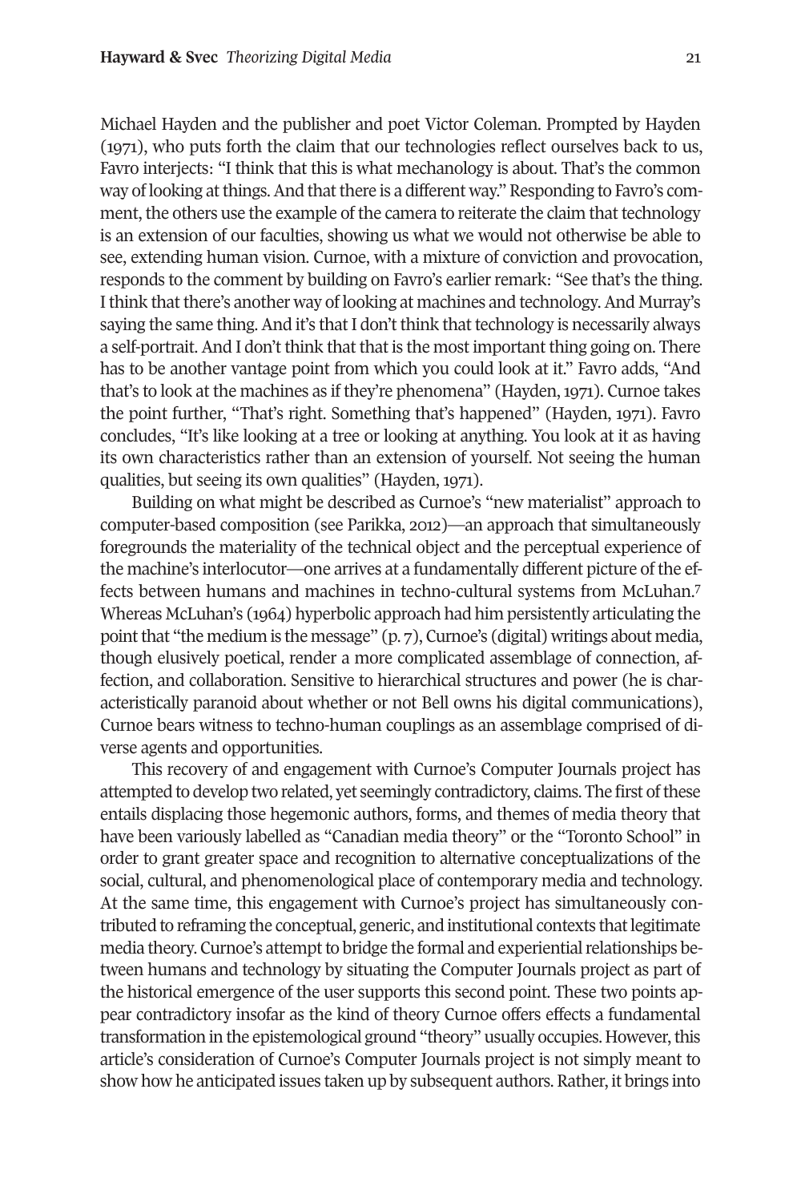Michael Hayden and the publisher and poet Victor Coleman. Prompted by Hayden (1971), who puts forth the claim that our technologies reflect ourselves back to us, Favro interjects: "I think that this is what mechanology is about. That's the common way of looking at things. And that there is a different way." Responding to Favro's comment, the others use the example of the camera to reiterate the claim that technology is an extension of our faculties, showing us what we would not otherwise be able to see, extending human vision. Curnoe, with a mixture of conviction and provocation, responds to the comment by building on Favro's earlier remark: "See that's the thing. I think that there's another way of looking at machines and technology. And Murray's saying the same thing. And it's that I don't think that technology is necessarily always a self-portrait. And I don't think that that is the most important thing going on. There has to be another vantage point from which you could look at it." Favro adds, "And that's to look at the machines as if they're phenomena" (Hayden, 1971). Curnoe takes the point further, "That's right. Something that's happened" (Hayden, 1971). Favro concludes, "It's like looking at a tree or looking at anything. You look at it as having its own characteristics rather than an extension of yourself. Not seeing the human qualities, but seeing its own qualities" (Hayden, 1971).

Building on what might be described as Curnoe's "new materialist" approach to computer-based composition (see Parikka, 2012)—an approach that simultaneously foregrounds the materiality of the technical object and the perceptual experience of the machine's interlocutor—one arrives at a fundamentally different picture of the effects between humans and machines in techno-cultural systems from McLuhan.[7] Whereas McLuhan's (1964) hyperbolic approach had him persistently articulating the point that "the medium is the message" (p. 7), Curnoe's (digital) writings about media, though elusively poetical, render a more complicated assemblage of connection, affection, and collaboration. Sensitive to hierarchical structures and power (he is characteristically paranoid about whether or not Bell owns his digital communications), Curnoe bears witness to techno-human couplings as an assemblage comprised of diverse agents and opportunities.

This recovery of and engagement with Curnoe's Computer Journals project has attempted to develop two related, yet seemingly contradictory, claims. The first of these entails displacing those hegemonic authors, forms, and themes of media theory that have been variously labelled as "Canadian media theory" or the "Toronto School" in order to grant greater space and recognition to alternative conceptualizations of the social, cultural, and phenomenological place of contemporary media and technology. At the same time, this engagement with Curnoe's project has simultaneously contributed to reframing the conceptual, generic, and institutional contexts that legitimate media theory. Curnoe's attempt to bridge the formal and experiential relationships between humans and technology by situating the Computer Journals project as part of the historical emergence of the user supports this second point. These two points appear contradictory insofar as the kind of theory Curnoe offers effects a fundamental transformation in the epistemological ground "theory" usually occupies. However, this article's consideration of Curnoe's Computer Journals project is not simply meant to show how he anticipated issues taken up by subsequent authors. Rather, it brings into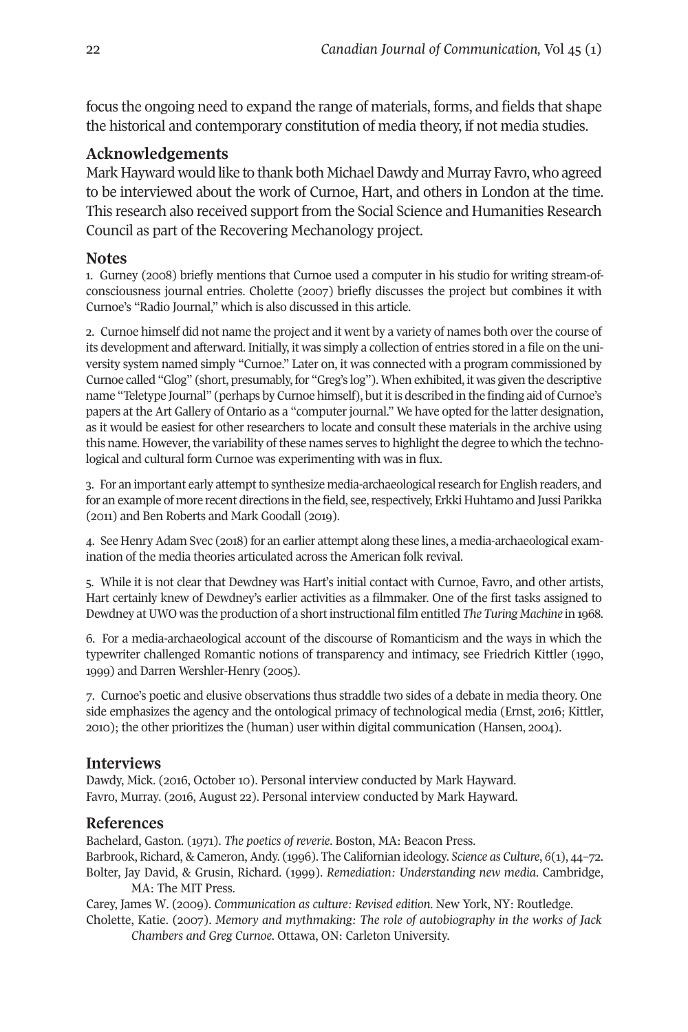focus the ongoing need to expand the range of materials, forms, and fields that shape the historical and contemporary constitution of media theory, if not media studies.

## Acknowledgements

Mark Hayward would like to thank both Michael Dawdy and Murray Favro, who agreed to be interviewed about the work of Curnoe, Hart, and others in London at the time. This research also received support from the Social Science and Humanities Research Council as part of the Recovering Mechanology project.

## Notes

1. Gurney (2008) briefly mentions that Curnoe used a computer in his studio for writing stream-of-consciousness journal entries. Cholette (2007) briefly discusses the project but combines it with Curnoe's "Radio Journal," which is also discussed in this article.

2. Curnoe himself did not name the project and it went by a variety of names both over the course of its development and afterward. Initially, it was simply a collection of entries stored in a file on the university system named simply "Curnoe." Later on, it was connected with a program commissioned by Curnoe called "Glog" (short, presumably, for "Greg's log"). When exhibited, it was given the descriptive name "Teletype Journal" (perhaps by Curnoe himself), but it is described in the finding aid of Curnoe's papers at the Art Gallery of Ontario as a "computer journal." We have opted for the latter designation, as it would be easiest for other researchers to locate and consult these materials in the archive using this name. However, the variability of these names serves to highlight the degree to which the technological and cultural form Curnoe was experimenting with was in flux.

3. For an important early attempt to synthesize media-archaeological research for English readers, and for an example of more recent directions in the field, see, respectively, Erkki Huhtamo and Jussi Parikka (2011) and Ben Roberts and Mark Goodall (2019).

4. See Henry Adam Svec (2018) for an earlier attempt along these lines, a media-archaeological examination of the media theories articulated across the American folk revival.

5. While it is not clear that Dewdney was Hart's initial contact with Curnoe, Favro, and other artists, Hart certainly knew of Dewdney's earlier activities as a filmmaker. One of the first tasks assigned to Dewdney at UWO was the production of a short instructional film entitled *The Turing Machine* in 1968.

6. For a media-archaeological account of the discourse of Romanticism and the ways in which the typewriter challenged Romantic notions of transparency and intimacy, see Friedrich Kittler (1990, 1999) and Darren Wershler-Henry (2005).

7. Curnoe's poetic and elusive observations thus straddle two sides of a debate in media theory. One side emphasizes the agency and the ontological primacy of technological media (Ernst, 2016; Kittler, 2010); the other prioritizes the (human) user within digital communication (Hansen, 2004).

## Interviews

Dawdy, Mick. (2016, October 10). Personal interview conducted by Mark Hayward.
Favro, Murray. (2016, August 22). Personal interview conducted by Mark Hayward.

## References

Bachelard, Gaston. (1971). *The poetics of reverie*. Boston, MA: Beacon Press.

Barbrook, Richard, & Cameron, Andy. (1996). The Californian ideology. *Science as Culture*, *6*(1), 44–72.

Bolter, Jay David, & Grusin, Richard. (1999). *Remediation: Understanding new media*. Cambridge, MA: The MIT Press.

Carey, James W. (2009). *Communication as culture: Revised edition*. New York, NY: Routledge.

Cholette, Katie. (2007). *Memory and mythmaking: The role of autobiography in the works of Jack Chambers and Greg Curnoe*. Ottawa, ON: Carleton University.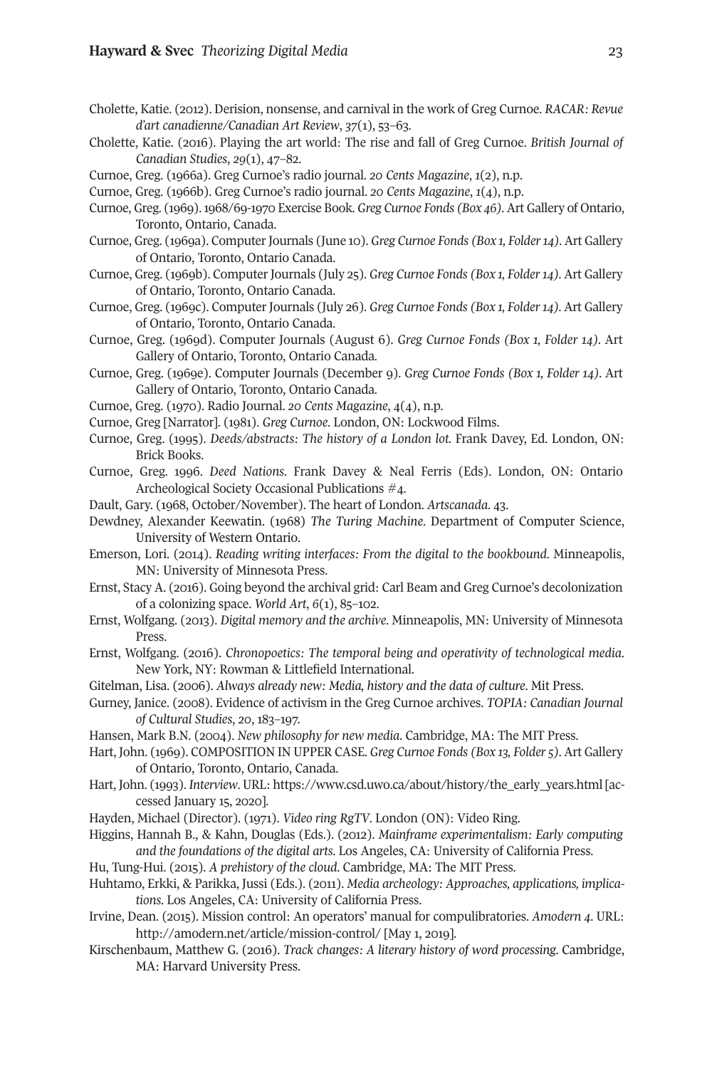Cholette, Katie. (2012). Derision, nonsense, and carnival in the work of Greg Curnoe. *RACAR: Revue d'art canadienne/Canadian Art Review*, *37*(1), 53–63.

Cholette, Katie. (2016). Playing the art world: The rise and fall of Greg Curnoe. *British Journal of Canadian Studies*, *29*(1), 47–82.

Curnoe, Greg. (1966a). Greg Curnoe's radio journal. *20 Cents Magazine*, *1*(2), n.p.

Curnoe, Greg. (1966b). Greg Curnoe's radio journal. *20 Cents Magazine*, *1*(4), n.p.

Curnoe, Greg. (1969). 1968/69-1970 Exercise Book. *Greg Curnoe Fonds (Box 46)*. Art Gallery of Ontario, Toronto, Ontario, Canada.

Curnoe, Greg. (1969a). Computer Journals (June 10). *Greg Curnoe Fonds (Box 1, Folder 14)*. Art Gallery of Ontario, Toronto, Ontario Canada.

Curnoe, Greg. (1969b). Computer Journals (July 25). *Greg Curnoe Fonds (Box 1, Folder 14)*. Art Gallery of Ontario, Toronto, Ontario Canada.

Curnoe, Greg. (1969c). Computer Journals (July 26). *Greg Curnoe Fonds (Box 1, Folder 14)*. Art Gallery of Ontario, Toronto, Ontario Canada.

Curnoe, Greg. (1969d). Computer Journals (August 6). *Greg Curnoe Fonds (Box 1, Folder 14)*. Art Gallery of Ontario, Toronto, Ontario Canada.

Curnoe, Greg. (1969e). Computer Journals (December 9). *Greg Curnoe Fonds (Box 1, Folder 14)*. Art Gallery of Ontario, Toronto, Ontario Canada.

Curnoe, Greg. (1970). Radio Journal. *20 Cents Magazine*, 4(4), n.p.

Curnoe, Greg [Narrator]. (1981). *Greg Curnoe*. London, ON: Lockwood Films.

Curnoe, Greg. (1995). *Deeds/abstracts: The history of a London lot.* Frank Davey, Ed. London, ON: Brick Books.

Curnoe, Greg. 1996. *Deed Nations*. Frank Davey & Neal Ferris (Eds). London, ON: Ontario Archeological Society Occasional Publications #4.

Dault, Gary. (1968, October/November). The heart of London. *Artscanada*. 43.

Dewdney, Alexander Keewatin. (1968) *The Turing Machine*. Department of Computer Science, University of Western Ontario.

Emerson, Lori. (2014). *Reading writing interfaces: From the digital to the bookbound.* Minneapolis, MN: University of Minnesota Press.

Ernst, Stacy A. (2016). Going beyond the archival grid: Carl Beam and Greg Curnoe's decolonization of a colonizing space. *World Art*, *6*(1), 85–102.

Ernst, Wolfgang. (2013). *Digital memory and the archive*. Minneapolis, MN: University of Minnesota Press.

Ernst, Wolfgang. (2016). *Chronopoetics: The temporal being and operativity of technological media.* New York, NY: Rowman & Littlefield International.

Gitelman, Lisa. (2006). *Always already new: Media, history and the data of culture*. Mit Press.

Gurney, Janice. (2008). Evidence of activism in the Greg Curnoe archives. *TOPIA: Canadian Journal of Cultural Studies*, *20*, 183–197.

Hansen, Mark B.N. (2004). *New philosophy for new media.* Cambridge, MA: The MIT Press.

Hart, John. (1969). COMPOSITION IN UPPER CASE. *Greg Curnoe Fonds (Box 13, Folder 5)*. Art Gallery of Ontario, Toronto, Ontario, Canada.

Hart, John. (1993). *Interview*. URL: https://www.csd.uwo.ca/about/history/the_early_years.html [accessed January 15, 2020].

Hayden, Michael (Director). (1971). *Video ring RgTV*. London (ON): Video Ring.

Higgins, Hannah B., & Kahn, Douglas (Eds.). (2012). *Mainframe experimentalism: Early computing and the foundations of the digital arts.* Los Angeles, CA: University of California Press.

Hu, Tung-Hui. (2015). *A prehistory of the cloud.* Cambridge, MA: The MIT Press.

Huhtamo, Erkki, & Parikka, Jussi (Eds.). (2011). *Media archeology: Approaches, applications, implications.* Los Angeles, CA: University of California Press.

Irvine, Dean. (2015). Mission control: An operators' manual for compulibratories. *Amodern 4*. URL: http://amodern.net/article/mission-control/ [May 1, 2019].

Kirschenbaum, Matthew G. (2016). *Track changes: A literary history of word processing.* Cambridge, MA: Harvard University Press.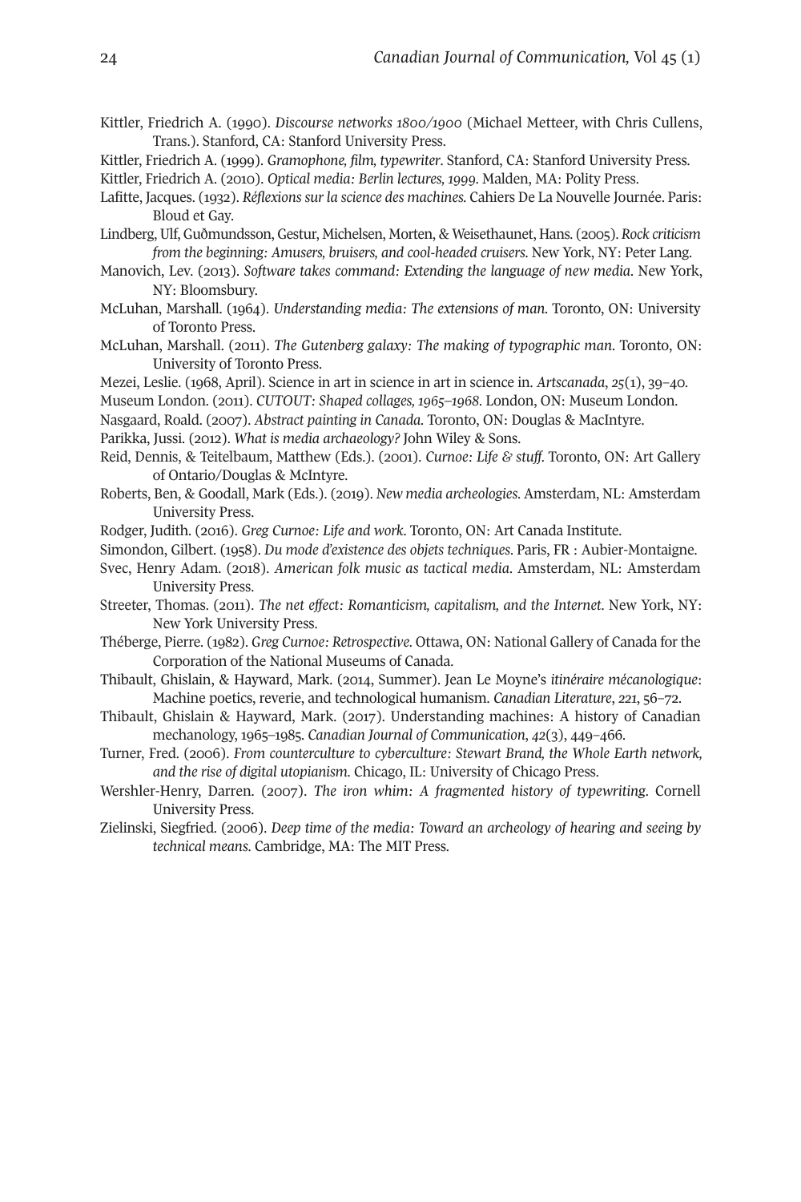Kittler, Friedrich A. (1990). *Discourse networks 1800/1900* (Michael Metteer, with Chris Cullens, Trans.). Stanford, CA: Stanford University Press.

Kittler, Friedrich A. (1999). *Gramophone, film, typewriter*. Stanford, CA: Stanford University Press.

Kittler, Friedrich A. (2010). *Optical media: Berlin lectures, 1999*. Malden, MA: Polity Press.

Lafitte, Jacques. (1932). *Réflexions sur la science des machines.* Cahiers De La Nouvelle Journée. Paris: Bloud et Gay.

Lindberg, Ulf, Guðmundsson, Gestur, Michelsen, Morten, & Weisethaunet, Hans. (2005). *Rock criticism from the beginning: Amusers, bruisers, and cool-headed cruisers*. New York, NY: Peter Lang.

Manovich, Lev. (2013). *Software takes command: Extending the language of new media*. New York, NY: Bloomsbury.

McLuhan, Marshall. (1964). *Understanding media: The extensions of man*. Toronto, ON: University of Toronto Press.

McLuhan, Marshall. (2011). *The Gutenberg galaxy: The making of typographic man*. Toronto, ON: University of Toronto Press.

Mezei, Leslie. (1968, April). Science in art in science in art in science in. *Artscanada*, *25*(1), 39–40.

Museum London. (2011). *CUTOUT: Shaped collages, 1965–1968*. London, ON: Museum London.

Nasgaard, Roald. (2007). *Abstract painting in Canada*. Toronto, ON: Douglas & MacIntyre.

Parikka, Jussi. (2012). *What is media archaeology?* John Wiley & Sons.

Reid, Dennis, & Teitelbaum, Matthew (Eds.). (2001). *Curnoe: Life & stuff*. Toronto, ON: Art Gallery of Ontario/Douglas & McIntyre.

Roberts, Ben, & Goodall, Mark (Eds.). (2019). *New media archeologies*. Amsterdam, NL: Amsterdam University Press.

Rodger, Judith. (2016). *Greg Curnoe: Life and work*. Toronto, ON: Art Canada Institute.

Simondon, Gilbert. (1958). *Du mode d'existence des objets techniques*. Paris, FR : Aubier-Montaigne.

Svec, Henry Adam. (2018). *American folk music as tactical media*. Amsterdam, NL: Amsterdam University Press.

Streeter, Thomas. (2011). *The net effect: Romanticism, capitalism, and the Internet*. New York, NY: New York University Press.

Théberge, Pierre. (1982). *Greg Curnoe: Retrospective*. Ottawa, ON: National Gallery of Canada for the Corporation of the National Museums of Canada.

Thibault, Ghislain, & Hayward, Mark. (2014, Summer). Jean Le Moyne's *itinéraire mécanologique*: Machine poetics, reverie, and technological humanism. *Canadian Literature*, *221*, 56–72.

Thibault, Ghislain & Hayward, Mark. (2017). Understanding machines: A history of Canadian mechanology, 1965–1985. *Canadian Journal of Communication*, *42*(3), 449–466.

Turner, Fred. (2006). *From counterculture to cyberculture: Stewart Brand, the Whole Earth network, and the rise of digital utopianism*. Chicago, IL: University of Chicago Press.

Wershler-Henry, Darren. (2007). *The iron whim: A fragmented history of typewriting*. Cornell University Press.

Zielinski, Siegfried. (2006). *Deep time of the media: Toward an archeology of hearing and seeing by technical means*. Cambridge, MA: The MIT Press.